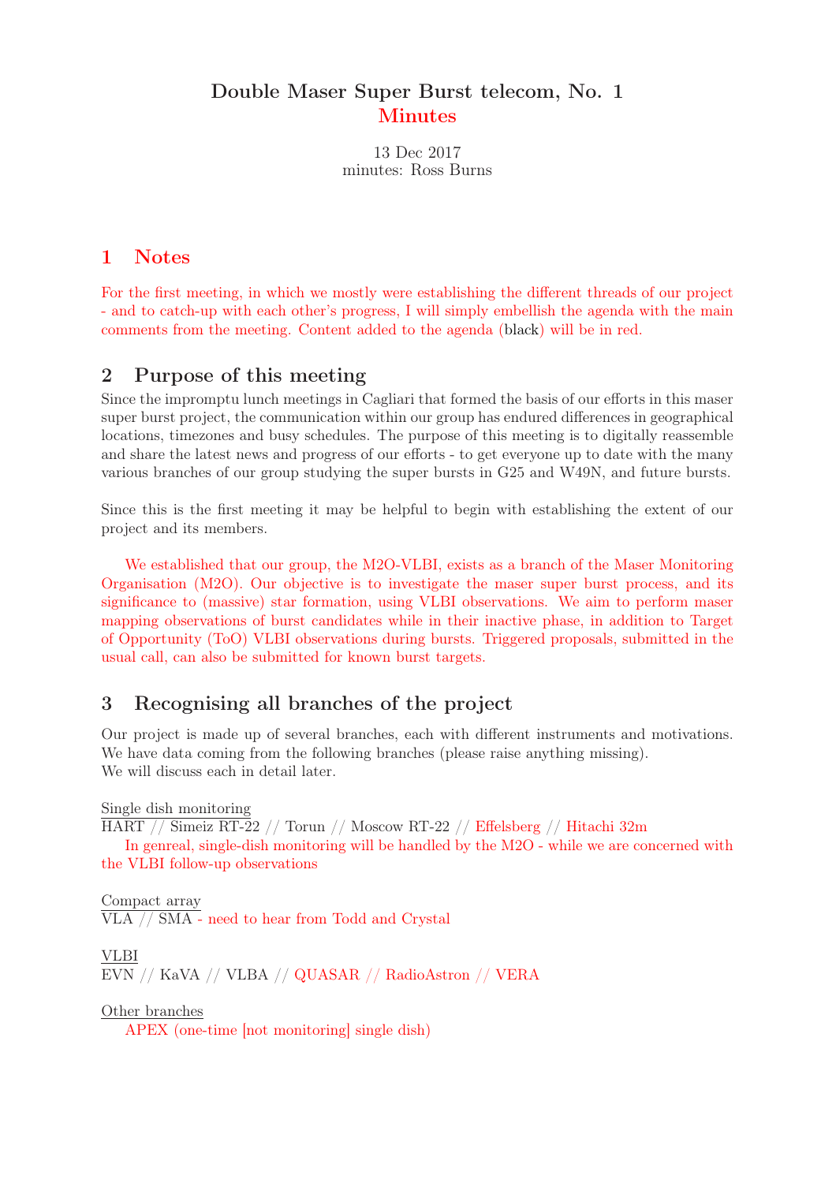# Double Maser Super Burst telecom, No. 1
## Minutes

13 Dec 2017
minutes: Ross Burns

## 1 Notes

For the first meeting, in which we mostly were establishing the different threads of our project - and to catch-up with each other's progress, I will simply embellish the agenda with the main comments from the meeting. Content added to the agenda (black) will be in red.

## 2 Purpose of this meeting

Since the impromptu lunch meetings in Cagliari that formed the basis of our efforts in this maser super burst project, the communication within our group has endured differences in geographical locations, timezones and busy schedules. The purpose of this meeting is to digitally reassemble and share the latest news and progress of our efforts - to get everyone up to date with the many various branches of our group studying the super bursts in G25 and W49N, and future bursts.

Since this is the first meeting it may be helpful to begin with establishing the extent of our project and its members.

We established that our group, the M2O-VLBI, exists as a branch of the Maser Monitoring Organisation (M2O). Our objective is to investigate the maser super burst process, and its significance to (massive) star formation, using VLBI observations. We aim to perform maser mapping observations of burst candidates while in their inactive phase, in addition to Target of Opportunity (ToO) VLBI observations during bursts. Triggered proposals, submitted in the usual call, can also be submitted for known burst targets.

## 3 Recognising all branches of the project

Our project is made up of several branches, each with different instruments and motivations. We have data coming from the following branches (please raise anything missing).
We will discuss each in detail later.

Single dish monitoring
HART // Simeiz RT-22 // Torun // Moscow RT-22 // Effelsberg // Hitachi 32m

In genreal, single-dish monitoring will be handled by the M2O - while we are concerned with the VLBI follow-up observations

Compact array
VLA // SMA - need to hear from Todd and Crystal

VLBI
EVN // KaVA // VLBA // QUASAR // RadioAstron // VERA

Other branches

APEX (one-time [not monitoring] single dish)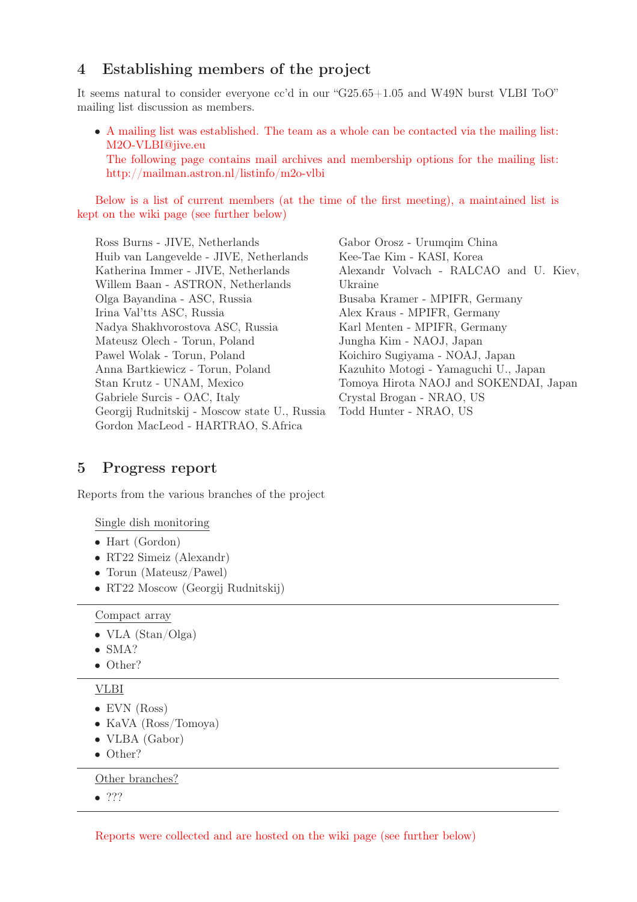## 4 Establishing members of the project

It seems natural to consider everyone cc'd in our "G25.65+1.05 and W49N burst VLBI ToO" mailing list discussion as members.

- A mailing list was established. The team as a whole can be contacted via the mailing list: M2O-VLBI@jive.eu
  The following page contains mail archives and membership options for the mailing list: http://mailman.astron.nl/listinfo/m2o-vlbi

Below is a list of current members (at the time of the first meeting), a maintained list is kept on the wiki page (see further below)

Ross Burns - JIVE, Netherlands
Huib van Langevelde - JIVE, Netherlands
Katherina Immer - JIVE, Netherlands
Willem Baan - ASTRON, Netherlands
Olga Bayandina - ASC, Russia
Irina Val'tts ASC, Russia
Nadya Shakhvorostova ASC, Russia
Mateusz Olech - Torun, Poland
Pawel Wolak - Torun, Poland
Anna Bartkiewicz - Torun, Poland
Stan Krutz - UNAM, Mexico
Gabriele Surcis - OAC, Italy
Georgij Rudnitskij - Moscow state U., Russia
Gordon MacLeod - HARTRAO, S.Africa
Gabor Orosz - Urumqim China
Kee-Tae Kim - KASI, Korea
Alexandr Volvach - RALCAO and U. Kiev, Ukraine
Busaba Kramer - MPIFR, Germany
Alex Kraus - MPIFR, Germany
Karl Menten - MPIFR, Germany
Jungha Kim - NAOJ, Japan
Koichiro Sugiyama - NOAJ, Japan
Kazuhito Motogi - Yamaguchi U., Japan
Tomoya Hirota NAOJ and SOKENDAI, Japan
Crystal Brogan - NRAO, US
Todd Hunter - NRAO, US

## 5 Progress report

Reports from the various branches of the project

Single dish monitoring

- Hart (Gordon)
- RT22 Simeiz (Alexandr)
- Torun (Mateusz/Pawel)
- RT22 Moscow (Georgij Rudnitskij)

---

Compact array

- VLA (Stan/Olga)
- SMA?
- Other?

---

VLBI

- EVN (Ross)
- KaVA (Ross/Tomoya)
- VLBA (Gabor)
- Other?

---

Other branches?

- ???

---

Reports were collected and are hosted on the wiki page (see further below)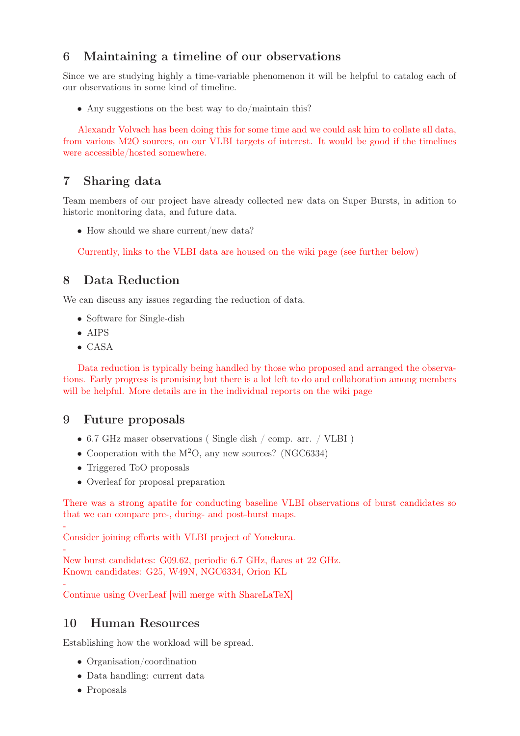## 6 Maintaining a timeline of our observations

Since we are studying highly a time-variable phenomenon it will be helpful to catalog each of our observations in some kind of timeline.

- Any suggestions on the best way to do/maintain this?

Alexandr Volvach has been doing this for some time and we could ask him to collate all data, from various M2O sources, on our VLBI targets of interest. It would be good if the timelines were accessible/hosted somewhere.

## 7 Sharing data

Team members of our project have already collected new data on Super Bursts, in adition to historic monitoring data, and future data.

- How should we share current/new data?

Currently, links to the VLBI data are housed on the wiki page (see further below)

## 8 Data Reduction

We can discuss any issues regarding the reduction of data.

- Software for Single-dish
- AIPS
- CASA

Data reduction is typically being handled by those who proposed and arranged the observations. Early progress is promising but there is a lot left to do and collaboration among members will be helpful. More details are in the individual reports on the wiki page

## 9 Future proposals

- 6.7 GHz maser observations ( Single dish / comp. arr. / VLBI )
- Cooperation with the M$^2$O, any new sources? (NGC6334)
- Triggered ToO proposals
- Overleaf for proposal preparation

There was a strong apatite for conducting baseline VLBI observations of burst candidates so that we can compare pre-, during- and post-burst maps.

-

Consider joining efforts with VLBI project of Yonekura.

-

New burst candidates: G09.62, periodic 6.7 GHz, flares at 22 GHz.
Known candidates: G25, W49N, NGC6334, Orion KL

-

Continue using OverLeaf [will merge with ShareLaTeX]

## 10 Human Resources

Establishing how the workload will be spread.

- Organisation/coordination
- Data handling: current data
- Proposals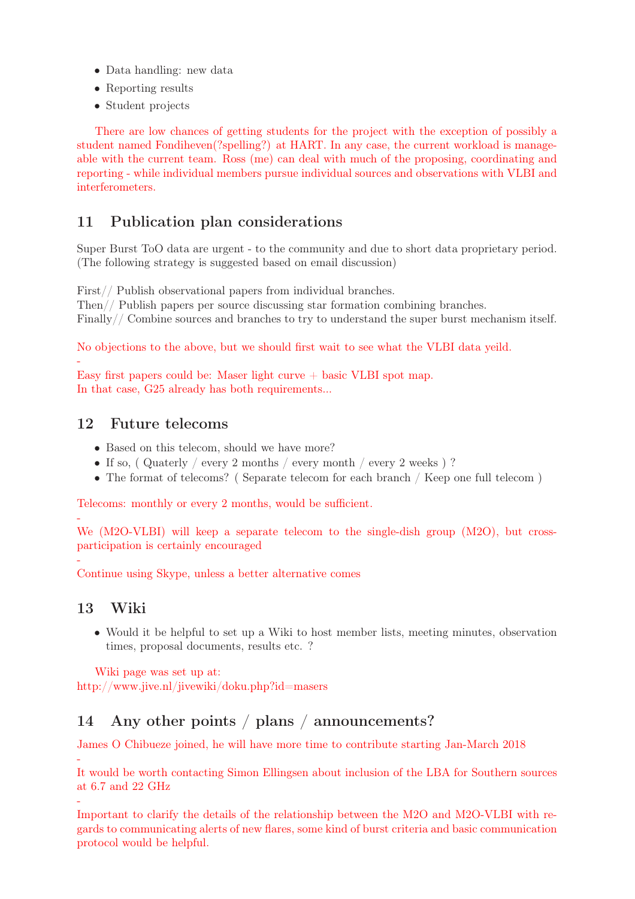- Data handling: new data
- Reporting results
- Student projects

There are low chances of getting students for the project with the exception of possibly a student named Fondiheven(?spelling?) at HART. In any case, the current workload is manageable with the current team. Ross (me) can deal with much of the proposing, coordinating and reporting - while individual members pursue individual sources and observations with VLBI and interferometers.

## 11 Publication plan considerations

Super Burst ToO data are urgent - to the community and due to short data proprietary period. (The following strategy is suggested based on email discussion)

First// Publish observational papers from individual branches.
Then// Publish papers per source discussing star formation combining branches.
Finally// Combine sources and branches to try to understand the super burst mechanism itself.

No objections to the above, but we should first wait to see what the VLBI data yeild.
-
Easy first papers could be: Maser light curve + basic VLBI spot map.
In that case, G25 already has both requirements...

## 12 Future telecoms

- Based on this telecom, should we have more?
- If so, ( Quaterly / every 2 months / every month / every 2 weeks ) ?
- The format of telecoms? ( Separate telecom for each branch / Keep one full telecom )

Telecoms: monthly or every 2 months, would be sufficient.
-
We (M2O-VLBI) will keep a separate telecom to the single-dish group (M2O), but cross-participation is certainly encouraged
-
Continue using Skype, unless a better alternative comes

## 13 Wiki

- Would it be helpful to set up a Wiki to host member lists, meeting minutes, observation times, proposal documents, results etc. ?

Wiki page was set up at:
http://www.jive.nl/jivewiki/doku.php?id=masers

## 14 Any other points / plans / announcements?

James O Chibueze joined, he will have more time to contribute starting Jan-March 2018
-
It would be worth contacting Simon Ellingsen about inclusion of the LBA for Southern sources at 6.7 and 22 GHz
-
Important to clarify the details of the relationship between the M2O and M2O-VLBI with regards to communicating alerts of new flares, some kind of burst criteria and basic communication protocol would be helpful.